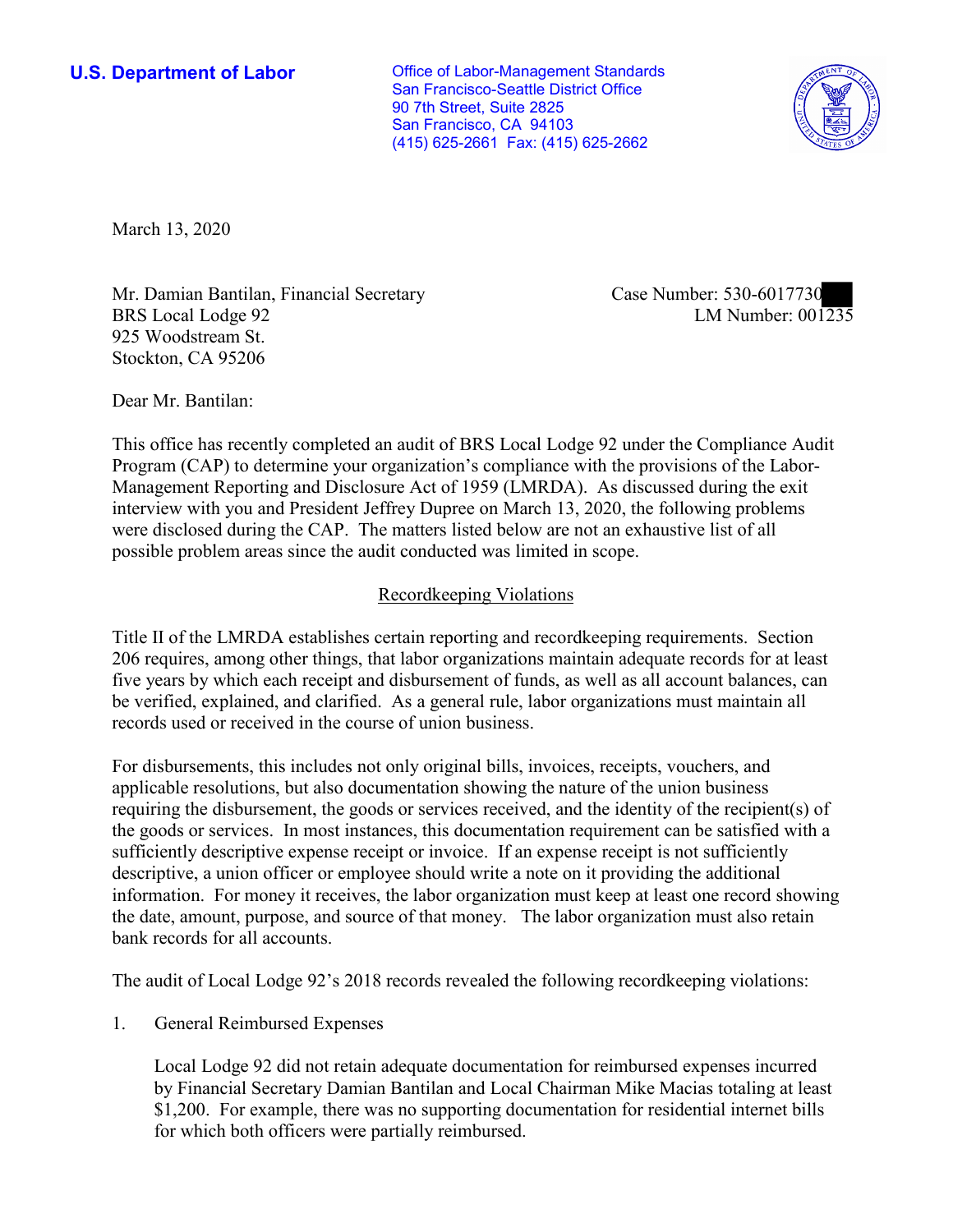**U.S. Department of Labor**

Office of Labor-Management Standards
San Francisco-Seattle District Office
90 7th Street, Suite 2825
San Francisco, CA 94103
(415) 625-2661 Fax: (415) 625-2662

March 13, 2020

Mr. Damian Bantilan, Financial Secretary
BRS Local Lodge 92
925 Woodstream St.
Stockton, CA 95206

Case Number: 530-6017730
LM Number: 001235

Dear Mr. Bantilan:

This office has recently completed an audit of BRS Local Lodge 92 under the Compliance Audit Program (CAP) to determine your organization's compliance with the provisions of the Labor-Management Reporting and Disclosure Act of 1959 (LMRDA). As discussed during the exit interview with you and President Jeffrey Dupree on March 13, 2020, the following problems were disclosed during the CAP. The matters listed below are not an exhaustive list of all possible problem areas since the audit conducted was limited in scope.

## Recordkeeping Violations

Title II of the LMRDA establishes certain reporting and recordkeeping requirements. Section 206 requires, among other things, that labor organizations maintain adequate records for at least five years by which each receipt and disbursement of funds, as well as all account balances, can be verified, explained, and clarified. As a general rule, labor organizations must maintain all records used or received in the course of union business.

For disbursements, this includes not only original bills, invoices, receipts, vouchers, and applicable resolutions, but also documentation showing the nature of the union business requiring the disbursement, the goods or services received, and the identity of the recipient(s) of the goods or services. In most instances, this documentation requirement can be satisfied with a sufficiently descriptive expense receipt or invoice. If an expense receipt is not sufficiently descriptive, a union officer or employee should write a note on it providing the additional information. For money it receives, the labor organization must keep at least one record showing the date, amount, purpose, and source of that money. The labor organization must also retain bank records for all accounts.

The audit of Local Lodge 92's 2018 records revealed the following recordkeeping violations:

1. General Reimbursed Expenses

   Local Lodge 92 did not retain adequate documentation for reimbursed expenses incurred by Financial Secretary Damian Bantilan and Local Chairman Mike Macias totaling at least $1,200. For example, there was no supporting documentation for residential internet bills for which both officers were partially reimbursed.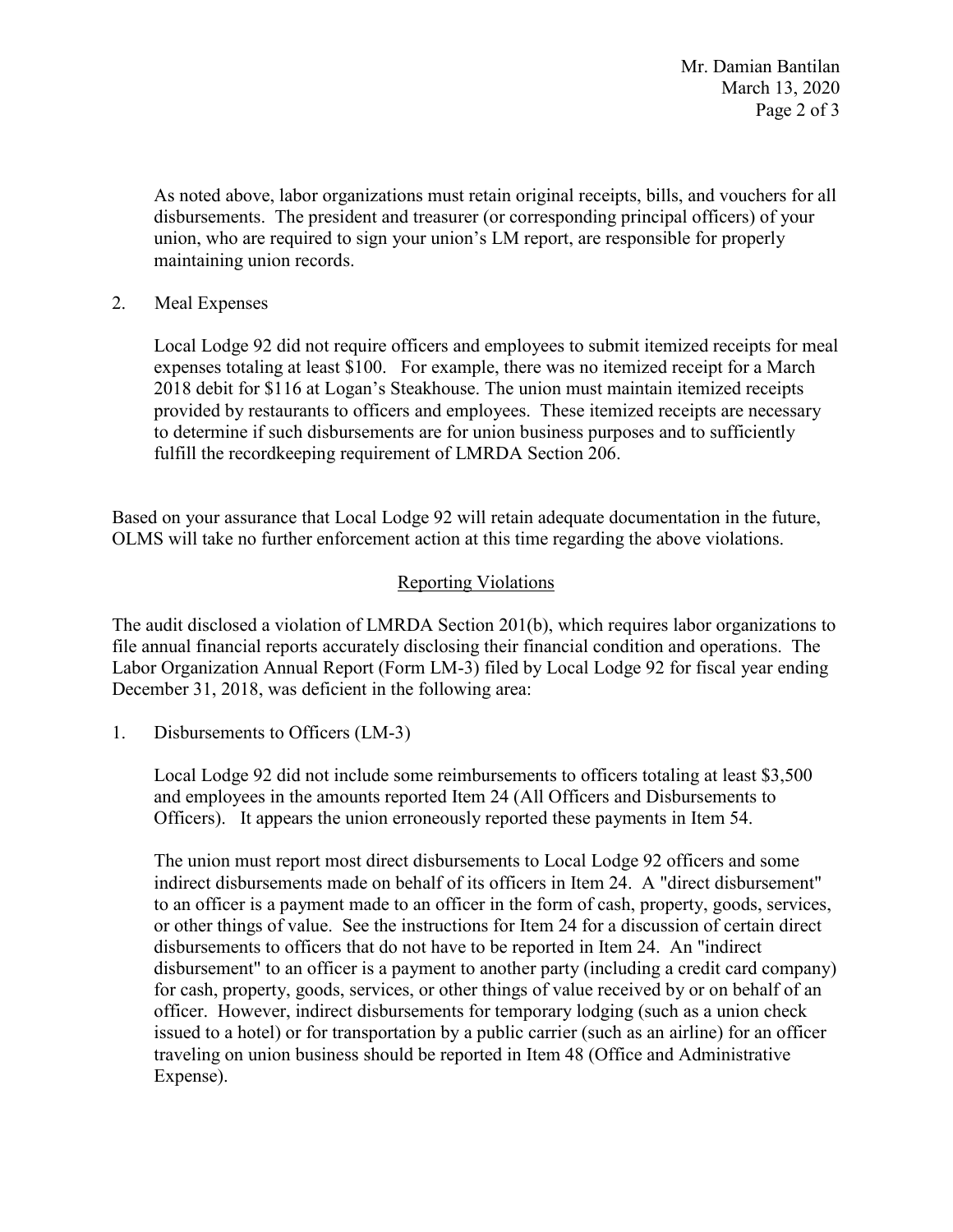As noted above, labor organizations must retain original receipts, bills, and vouchers for all disbursements. The president and treasurer (or corresponding principal officers) of your union, who are required to sign your union's LM report, are responsible for properly maintaining union records.

2. Meal Expenses

   Local Lodge 92 did not require officers and employees to submit itemized receipts for meal expenses totaling at least $100. For example, there was no itemized receipt for a March 2018 debit for $116 at Logan's Steakhouse. The union must maintain itemized receipts provided by restaurants to officers and employees. These itemized receipts are necessary to determine if such disbursements are for union business purposes and to sufficiently fulfill the recordkeeping requirement of LMRDA Section 206.

Based on your assurance that Local Lodge 92 will retain adequate documentation in the future, OLMS will take no further enforcement action at this time regarding the above violations.

## Reporting Violations

The audit disclosed a violation of LMRDA Section 201(b), which requires labor organizations to file annual financial reports accurately disclosing their financial condition and operations. The Labor Organization Annual Report (Form LM-3) filed by Local Lodge 92 for fiscal year ending December 31, 2018, was deficient in the following area:

1. Disbursements to Officers (LM-3)

   Local Lodge 92 did not include some reimbursements to officers totaling at least $3,500 and employees in the amounts reported Item 24 (All Officers and Disbursements to Officers). It appears the union erroneously reported these payments in Item 54.

   The union must report most direct disbursements to Local Lodge 92 officers and some indirect disbursements made on behalf of its officers in Item 24. A "direct disbursement" to an officer is a payment made to an officer in the form of cash, property, goods, services, or other things of value. See the instructions for Item 24 for a discussion of certain direct disbursements to officers that do not have to be reported in Item 24. An "indirect disbursement" to an officer is a payment to another party (including a credit card company) for cash, property, goods, services, or other things of value received by or on behalf of an officer. However, indirect disbursements for temporary lodging (such as a union check issued to a hotel) or for transportation by a public carrier (such as an airline) for an officer traveling on union business should be reported in Item 48 (Office and Administrative Expense).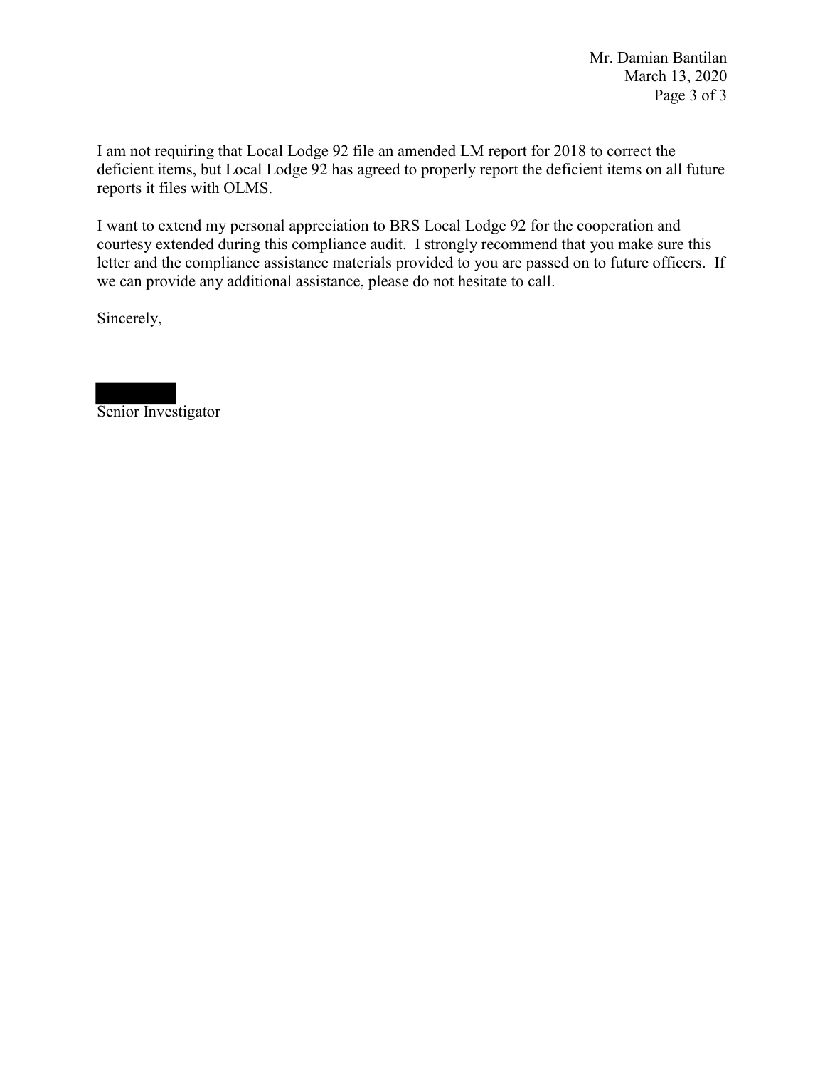I am not requiring that Local Lodge 92 file an amended LM report for 2018 to correct the deficient items, but Local Lodge 92 has agreed to properly report the deficient items on all future reports it files with OLMS.

I want to extend my personal appreciation to BRS Local Lodge 92 for the cooperation and courtesy extended during this compliance audit. I strongly recommend that you make sure this letter and the compliance assistance materials provided to you are passed on to future officers. If we can provide any additional assistance, please do not hesitate to call.

Sincerely,

Senior Investigator